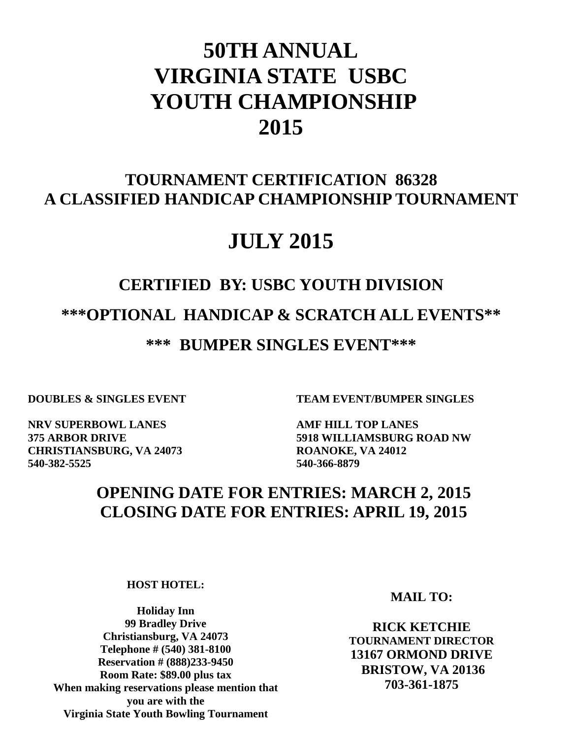# 50TH ANNUAL
# VIRGINIA STATE USBC
# YOUTH CHAMPIONSHIP
# 2015

## TOURNAMENT CERTIFICATION 86328
## A CLASSIFIED HANDICAP CHAMPIONSHIP TOURNAMENT

# JULY 2015

## CERTIFIED BY: USBC YOUTH DIVISION

## ***OPTIONAL HANDICAP & SCRATCH ALL EVENTS**

## *** BUMPER SINGLES EVENT***

**DOUBLES & SINGLES EVENT**

**NRV SUPERBOWL LANES**
**375 ARBOR DRIVE**
**CHRISTIANSBURG, VA 24073**
**540-382-5525**

**TEAM EVENT/BUMPER SINGLES**

**AMF HILL TOP LANES**
**5918 WILLIAMSBURG ROAD NW**
**ROANOKE, VA 24012**
**540-366-8879**

## OPENING DATE FOR ENTRIES: MARCH 2, 2015
## CLOSING DATE FOR ENTRIES: APRIL 19, 2015

**HOST HOTEL:**

**Holiday Inn**
**99 Bradley Drive**
**Christiansburg, VA 24073**
**Telephone # (540) 381-8100**
**Reservation # (888)233-9450**
**Room Rate: $89.00 plus tax**
**When making reservations please mention that you are with the**
**Virginia State Youth Bowling Tournament**

**MAIL TO:**

**RICK KETCHIE**
**TOURNAMENT DIRECTOR**
**13167 ORMOND DRIVE**
**BRISTOW, VA 20136**
**703-361-1875**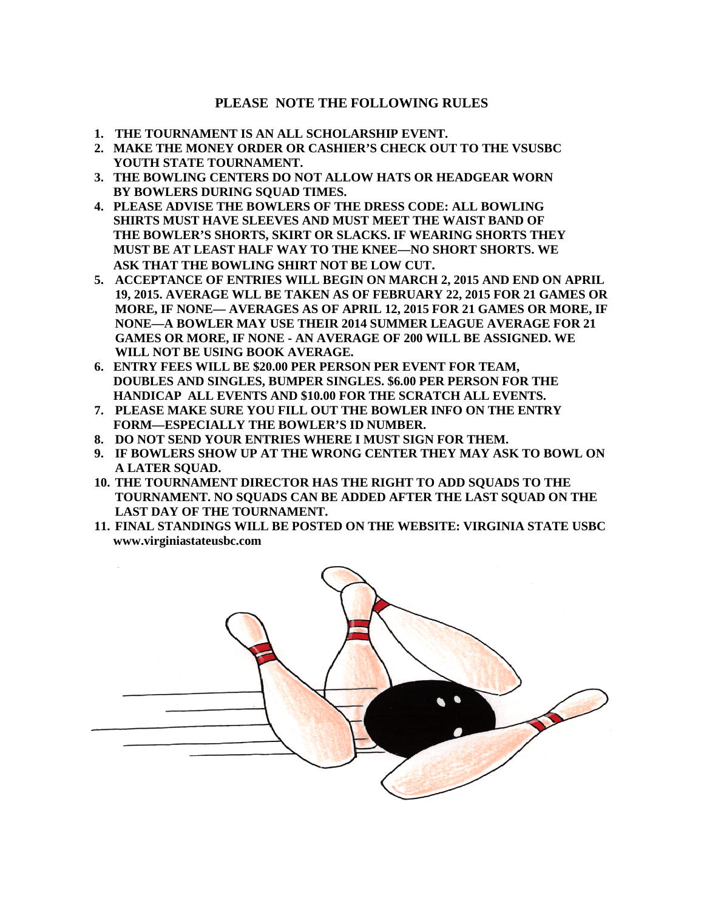**PLEASE NOTE THE FOLLOWING RULES**

1. **THE TOURNAMENT IS AN ALL SCHOLARSHIP EVENT.**
2. **MAKE THE MONEY ORDER OR CASHIER'S CHECK OUT TO THE VSUSBC YOUTH STATE TOURNAMENT.**
3. **THE BOWLING CENTERS DO NOT ALLOW HATS OR HEADGEAR WORN BY BOWLERS DURING SQUAD TIMES.**
4. **PLEASE ADVISE THE BOWLERS OF THE DRESS CODE: ALL BOWLING SHIRTS MUST HAVE SLEEVES AND MUST MEET THE WAIST BAND OF THE BOWLER'S SHORTS, SKIRT OR SLACKS. IF WEARING SHORTS THEY MUST BE AT LEAST HALF WAY TO THE KNEE—NO SHORT SHORTS. WE ASK THAT THE BOWLING SHIRT NOT BE LOW CUT.**
5. **ACCEPTANCE OF ENTRIES WILL BEGIN ON MARCH 2, 2015 AND END ON APRIL 19, 2015. AVERAGE WLL BE TAKEN AS OF FEBRUARY 22, 2015 FOR 21 GAMES OR MORE, IF NONE— AVERAGES AS OF APRIL 12, 2015 FOR 21 GAMES OR MORE, IF NONE—A BOWLER MAY USE THEIR 2014 SUMMER LEAGUE AVERAGE FOR 21 GAMES OR MORE, IF NONE - AN AVERAGE OF 200 WILL BE ASSIGNED. WE WILL NOT BE USING BOOK AVERAGE.**
6. **ENTRY FEES WILL BE $20.00 PER PERSON PER EVENT FOR TEAM, DOUBLES AND SINGLES, BUMPER SINGLES. $6.00 PER PERSON FOR THE HANDICAP ALL EVENTS AND $10.00 FOR THE SCRATCH ALL EVENTS.**
7. **PLEASE MAKE SURE YOU FILL OUT THE BOWLER INFO ON THE ENTRY FORM—ESPECIALLY THE BOWLER'S ID NUMBER.**
8. **DO NOT SEND YOUR ENTRIES WHERE I MUST SIGN FOR THEM.**
9. **IF BOWLERS SHOW UP AT THE WRONG CENTER THEY MAY ASK TO BOWL ON A LATER SQUAD.**
10. **THE TOURNAMENT DIRECTOR HAS THE RIGHT TO ADD SQUADS TO THE TOURNAMENT. NO SQUADS CAN BE ADDED AFTER THE LAST SQUAD ON THE LAST DAY OF THE TOURNAMENT.**
11. **FINAL STANDINGS WILL BE POSTED ON THE WEBSITE: VIRGINIA STATE USBC www.virginiastateusbc.com**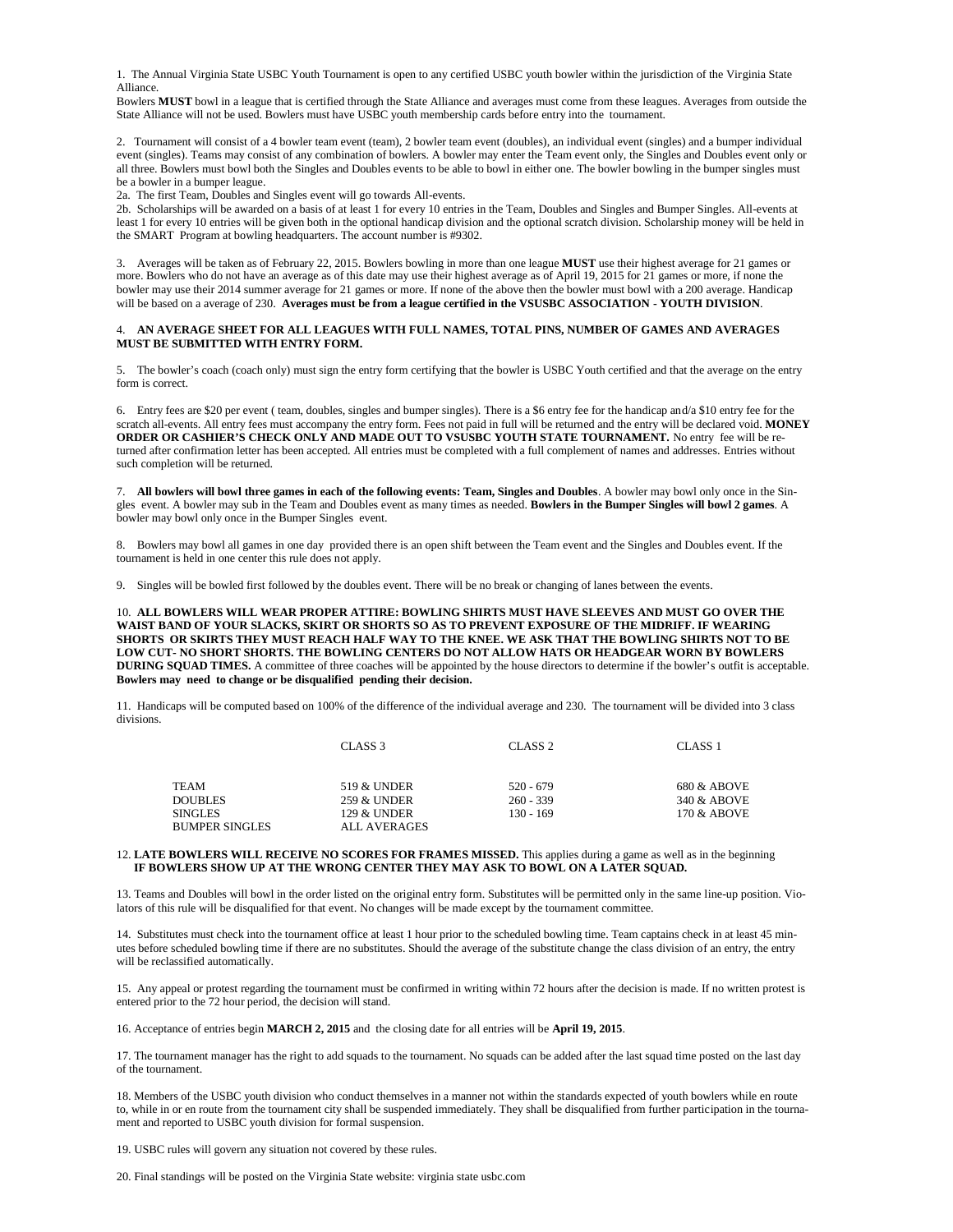1. The Annual Virginia State USBC Youth Tournament is open to any certified USBC youth bowler within the jurisdiction of the Virginia State Alliance.
Bowlers **MUST** bowl in a league that is certified through the State Alliance and averages must come from these leagues. Averages from outside the State Alliance will not be used. Bowlers must have USBC youth membership cards before entry into the tournament.

2. Tournament will consist of a 4 bowler team event (team), 2 bowler team event (doubles), an individual event (singles) and a bumper individual event (singles). Teams may consist of any combination of bowlers. A bowler may enter the Team event only, the Singles and Doubles event only or all three. Bowlers must bowl both the Singles and Doubles events to be able to bowl in either one. The bowler bowling in the bumper singles must be a bowler in a bumper league.

2a. The first Team, Doubles and Singles event will go towards All-events.

2b. Scholarships will be awarded on a basis of at least 1 for every 10 entries in the Team, Doubles and Singles and Bumper Singles. All-events at least 1 for every 10 entries will be given both in the optional handicap division and the optional scratch division. Scholarship money will be held in the SMART Program at bowling headquarters. The account number is #9302.

3. Averages will be taken as of February 22, 2015. Bowlers bowling in more than one league **MUST** use their highest average for 21 games or more. Bowlers who do not have an average as of this date may use their highest average as of April 19, 2015 for 21 games or more, if none the bowler may use their 2014 summer average for 21 games or more. If none of the above then the bowler must bowl with a 200 average. Handicap will be based on a average of 230. **Averages must be from a league certified in the VSUSBC ASSOCIATION - YOUTH DIVISION**.

4. **AN AVERAGE SHEET FOR ALL LEAGUES WITH FULL NAMES, TOTAL PINS, NUMBER OF GAMES AND AVERAGES MUST BE SUBMITTED WITH ENTRY FORM.**

5. The bowler's coach (coach only) must sign the entry form certifying that the bowler is USBC Youth certified and that the average on the entry form is correct.

6. Entry fees are $20 per event ( team, doubles, singles and bumper singles). There is a $6 entry fee for the handicap and/a $10 entry fee for the scratch all-events. All entry fees must accompany the entry form. Fees not paid in full will be returned and the entry will be declared void. **MONEY ORDER OR CASHIER'S CHECK ONLY AND MADE OUT TO VSUSBC YOUTH STATE TOURNAMENT.** No entry fee will be returned after confirmation letter has been accepted. All entries must be completed with a full complement of names and addresses. Entries without such completion will be returned.

7. **All bowlers will bowl three games in each of the following events: Team, Singles and Doubles**. A bowler may bowl only once in the Singles event. A bowler may sub in the Team and Doubles event as many times as needed. **Bowlers in the Bumper Singles will bowl 2 games**. A bowler may bowl only once in the Bumper Singles event.

8. Bowlers may bowl all games in one day provided there is an open shift between the Team event and the Singles and Doubles event. If the tournament is held in one center this rule does not apply.

9. Singles will be bowled first followed by the doubles event. There will be no break or changing of lanes between the events.

10. **ALL BOWLERS WILL WEAR PROPER ATTIRE: BOWLING SHIRTS MUST HAVE SLEEVES AND MUST GO OVER THE WAIST BAND OF YOUR SLACKS, SKIRT OR SHORTS SO AS TO PREVENT EXPOSURE OF THE MIDRIFF. IF WEARING SHORTS OR SKIRTS THEY MUST REACH HALF WAY TO THE KNEE. WE ASK THAT THE BOWLING SHIRTS NOT TO BE LOW CUT- NO SHORT SHORTS. THE BOWLING CENTERS DO NOT ALLOW HATS OR HEADGEAR WORN BY BOWLERS DURING SQUAD TIMES.** A committee of three coaches will be appointed by the house directors to determine if the bowler's outfit is acceptable. **Bowlers may need to change or be disqualified pending their decision.**

11. Handicaps will be computed based on 100% of the difference of the individual average and 230. The tournament will be divided into 3 class divisions.

| | CLASS 3 | CLASS 2 | CLASS 1 |
|---|---|---|---|
| TEAM | 519 & UNDER | 520 - 679 | 680 & ABOVE |
| DOUBLES | 259 & UNDER | 260 - 339 | 340 & ABOVE |
| SINGLES | 129 & UNDER | 130 - 169 | 170 & ABOVE |
| BUMPER SINGLES | ALL AVERAGES | | |

12. **LATE BOWLERS WILL RECEIVE NO SCORES FOR FRAMES MISSED.** This applies during a game as well as in the beginning
**IF BOWLERS SHOW UP AT THE WRONG CENTER THEY MAY ASK TO BOWL ON A LATER SQUAD.**

13. Teams and Doubles will bowl in the order listed on the original entry form. Substitutes will be permitted only in the same line-up position. Violators of this rule will be disqualified for that event. No changes will be made except by the tournament committee.

14. Substitutes must check into the tournament office at least 1 hour prior to the scheduled bowling time. Team captains check in at least 45 minutes before scheduled bowling time if there are no substitutes. Should the average of the substitute change the class division of an entry, the entry will be reclassified automatically.

15. Any appeal or protest regarding the tournament must be confirmed in writing within 72 hours after the decision is made. If no written protest is entered prior to the 72 hour period, the decision will stand.

16. Acceptance of entries begin **MARCH 2, 2015** and the closing date for all entries will be **April 19, 2015**.

17. The tournament manager has the right to add squads to the tournament. No squads can be added after the last squad time posted on the last day of the tournament.

18. Members of the USBC youth division who conduct themselves in a manner not within the standards expected of youth bowlers while en route to, while in or en route from the tournament city shall be suspended immediately. They shall be disqualified from further participation in the tournament and reported to USBC youth division for formal suspension.

19. USBC rules will govern any situation not covered by these rules.

20. Final standings will be posted on the Virginia State website: virginia state usbc.com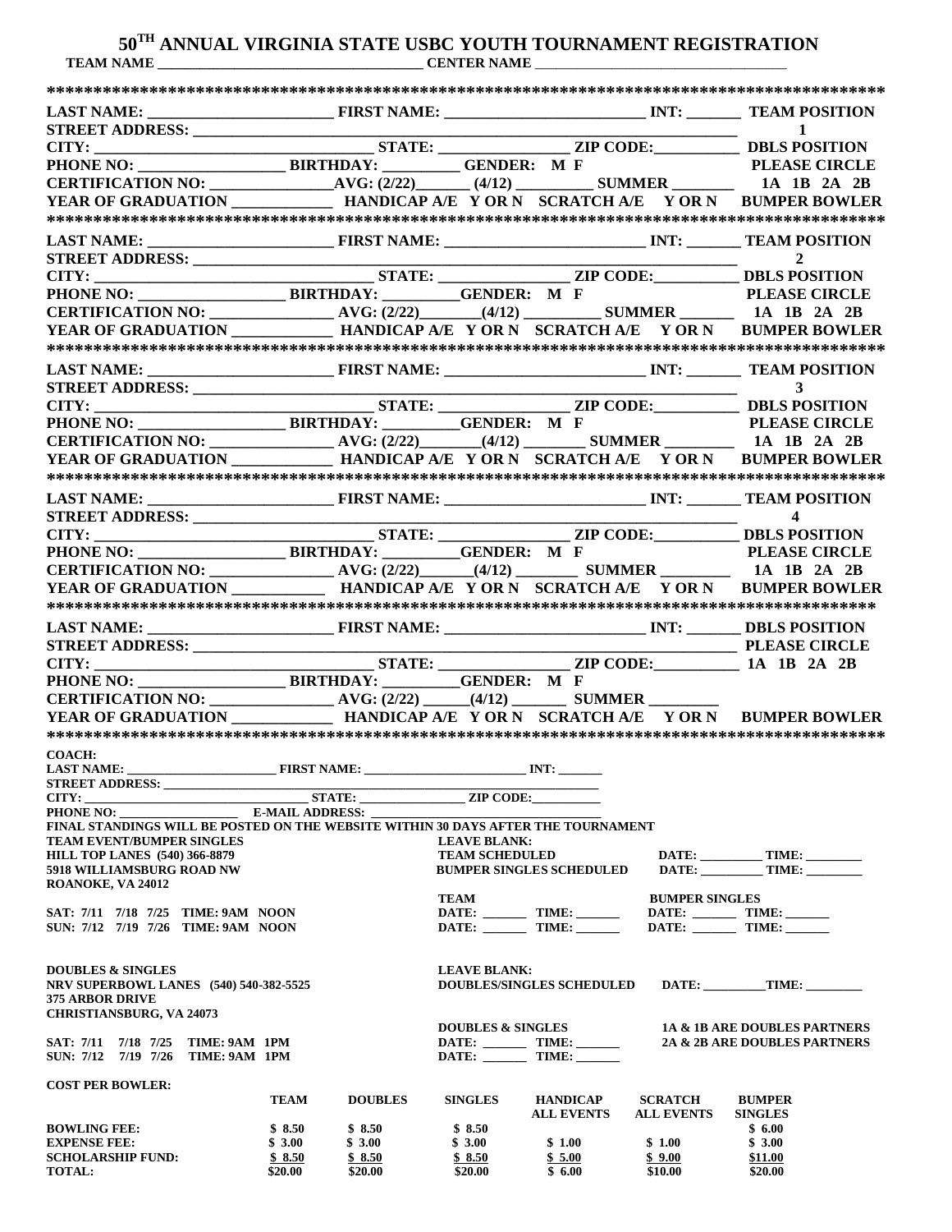# 50[TH] ANNUAL VIRGINIA STATE USBC YOUTH TOURNAMENT REGISTRATION

**TEAM NAME ________________________________ CENTER NAME ________________________________**

******************************************************************************************

**LAST NAME: ______________________ FIRST NAME: ________________________ INT: _______ TEAM POSITION**
**STREET ADDRESS: ____________________________________________________________ 1**
**CITY: _________________________________ STATE: _______________ ZIP CODE:__________ DBLS POSITION**
**PHONE NO: _________________ BIRTHDAY: _________ GENDER: M F PLEASE CIRCLE**
**CERTIFICATION NO: _______________AVG: (2/22)_______ (4/12) _________ SUMMER _______ 1A 1B 2A 2B**
**YEAR OF GRADUATION ____________ HANDICAP A/E Y OR N SCRATCH A/E Y OR N BUMPER BOWLER**

******************************************************************************************

**LAST NAME: ______________________ FIRST NAME: ________________________ INT: _______ TEAM POSITION**
**STREET ADDRESS: ____________________________________________________________ 2**
**CITY: _________________________________ STATE: _______________ ZIP CODE:__________ DBLS POSITION**
**PHONE NO: _________________ BIRTHDAY: _________GENDER: M F PLEASE CIRCLE**
**CERTIFICATION NO: _______________ AVG: (2/22)________(4/12) _________ SUMMER _______ 1A 1B 2A 2B**
**YEAR OF GRADUATION ____________ HANDICAP A/E Y OR N SCRATCH A/E Y OR N BUMPER BOWLER**

******************************************************************************************

**LAST NAME: ______________________ FIRST NAME: ________________________ INT: _______ TEAM POSITION**
**STREET ADDRESS: ____________________________________________________________ 3**
**CITY: _________________________________ STATE: _______________ ZIP CODE:__________ DBLS POSITION**
**PHONE NO: _________________ BIRTHDAY: _________GENDER: M F PLEASE CIRCLE**
**CERTIFICATION NO: _______________ AVG: (2/22)________(4/12) ________ SUMMER ________ 1A 1B 2A 2B**
**YEAR OF GRADUATION ____________ HANDICAP A/E Y OR N SCRATCH A/E Y OR N BUMPER BOWLER**

******************************************************************************************

**LAST NAME: ______________________ FIRST NAME: ________________________ INT: _______ TEAM POSITION**
**STREET ADDRESS: ____________________________________________________________ 4**
**CITY: _________________________________ STATE: _______________ ZIP CODE:__________ DBLS POSITION**
**PHONE NO: _________________ BIRTHDAY: _________GENDER: M F PLEASE CIRCLE**
**CERTIFICATION NO: _______________ AVG: (2/22)_______(4/12) ________ SUMMER ________ 1A 1B 2A 2B**
**YEAR OF GRADUATION ___________ HANDICAP A/E Y OR N SCRATCH A/E Y OR N BUMPER BOWLER**

******************************************************************************************

**LAST NAME: ______________________ FIRST NAME: ________________________ INT: _______ DBLS POSITION**
**STREET ADDRESS: ____________________________________________________________ PLEASE CIRCLE**
**CITY: _________________________________ STATE: _______________ ZIP CODE:__________ 1A 1B 2A 2B**
**PHONE NO: _________________ BIRTHDAY: _________GENDER: M F**
**CERTIFICATION NO: _______________ AVG: (2/22) ______(4/12) _______ SUMMER ________**
**YEAR OF GRADUATION ____________ HANDICAP A/E Y OR N SCRATCH A/E Y OR N BUMPER BOWLER**

******************************************************************************************

**COACH:**
**LAST NAME: ______________________ FIRST NAME: ________________________ INT: _______**
**STREET ADDRESS: ____________________________________________________________**
**CITY: _________________________________ STATE: _______________ ZIP CODE:__________**
**PHONE NO: _________________ E-MAIL ADDRESS: ________________________________**

**FINAL STANDINGS WILL BE POSTED ON THE WEBSITE WITHIN 30 DAYS AFTER THE TOURNAMENT**

**TEAM EVENT/BUMPER SINGLES**
**HILL TOP LANES (540) 366-8879**
**5918 WILLIAMSBURG ROAD NW**
**ROANOKE, VA 24012**

**SAT: 7/11 7/18 7/25 TIME: 9AM NOON**
**SUN: 7/12 7/19 7/26 TIME: 9AM NOON**

**LEAVE BLANK:**
**TEAM SCHEDULED DATE: _________ TIME: _________**
**BUMPER SINGLES SCHEDULED DATE: _________ TIME: _________**

**TEAM**
**DATE: _______ TIME: _______**
**DATE: _______ TIME: _______**

**BUMPER SINGLES**
**DATE: _______ TIME: _______**
**DATE: _______ TIME: _______**

**DOUBLES & SINGLES**
**NRV SUPERBOWL LANES (540) 540-382-5525**
**375 ARBOR DRIVE**
**CHRISTIANSBURG, VA 24073**

**SAT: 7/11 7/18 7/25 TIME: 9AM 1PM**
**SUN: 7/12 7/19 7/26 TIME: 9AM 1PM**

**LEAVE BLANK:**
**DOUBLES/SINGLES SCHEDULED DATE: _________TIME: _________**

**DOUBLES & SINGLES**
**DATE: _______ TIME: _______**
**DATE: _______ TIME: _______**

**1A & 1B ARE DOUBLES PARTNERS**
**2A & 2B ARE DOUBLES PARTNERS**

**COST PER BOWLER:**

| | TEAM | DOUBLES | SINGLES | HANDICAP ALL EVENTS | SCRATCH ALL EVENTS | BUMPER SINGLES |
|---|---|---|---|---|---|---|
| BOWLING FEE: | $ 8.50 | $ 8.50 | $ 8.50 | | | $ 6.00 |
| EXPENSE FEE: | $ 3.00 | $ 3.00 | $ 3.00 | $ 1.00 | $ 1.00 | $ 3.00 |
| SCHOLARSHIP FUND: | $ 8.50 | $ 8.50 | $ 8.50 | $ 5.00 | $ 9.00 | $11.00 |
| TOTAL: | $20.00 | $20.00 | $20.00 | $ 6.00 | $10.00 | $20.00 |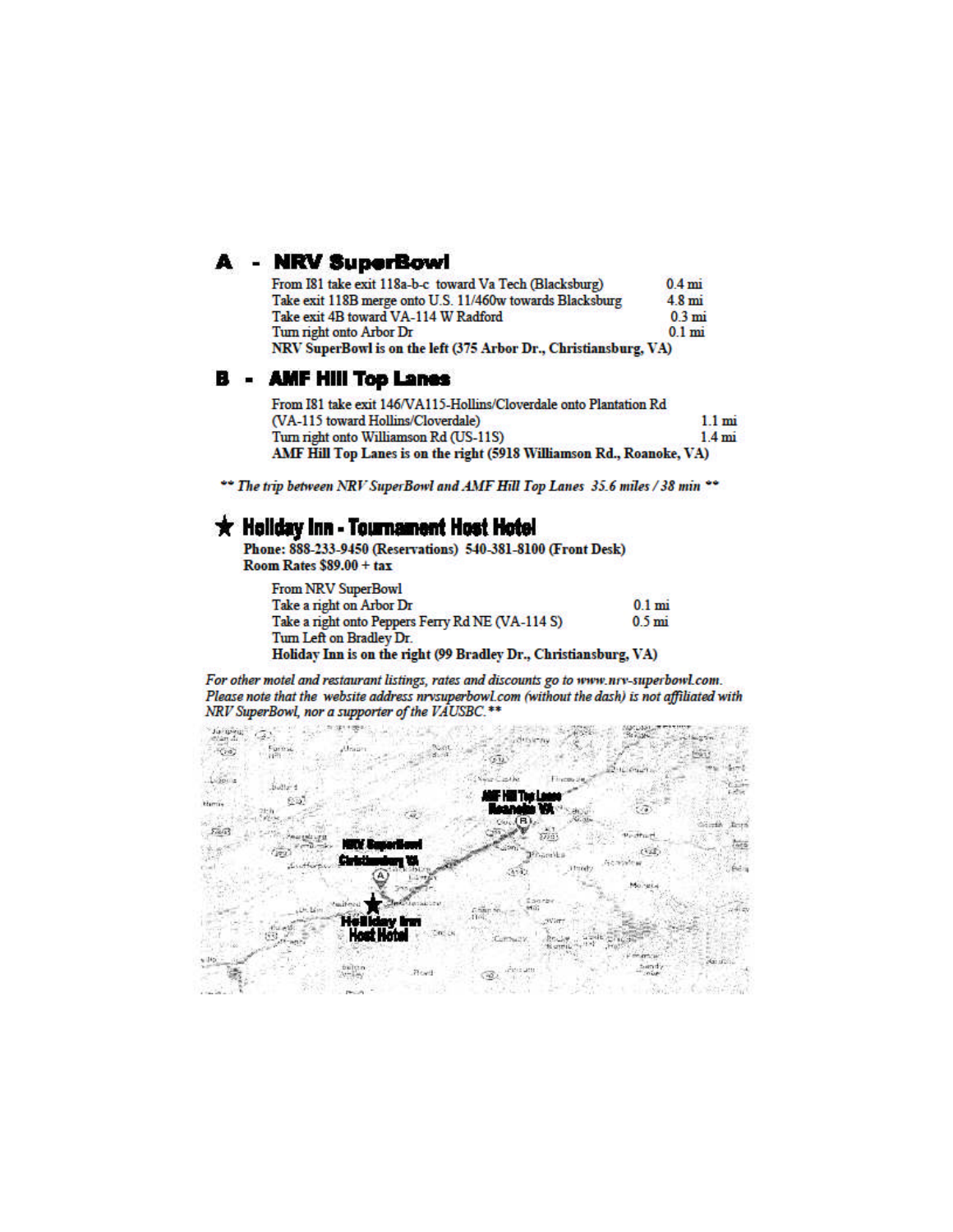## A - NRV SuperBowl

| | |
|---|---|
| From I81 take exit 118a-b-c toward Va Tech (Blacksburg) | 0.4 mi |
| Take exit 118B merge onto U.S. 11/460w towards Blacksburg | 4.8 mi |
| Take exit 4B toward VA-114 W Radford | 0.3 mi |
| Turn right onto Arbor Dr | 0.1 mi |

**NRV SuperBowl is on the left (375 Arbor Dr., Christiansburg, VA)**

## B - AMF Hill Top Lanes

| | |
|---|---|
| From I81 take exit 146/VA115-Hollins/Cloverdale onto Plantation Rd (VA-115 toward Hollins/Cloverdale) | 1.1 mi |
| Turn right onto Williamson Rd (US-11S) | 1.4 mi |

**AMF Hill Top Lanes is on the right (5918 Williamson Rd., Roanoke, VA)**

*** The trip between NRV SuperBowl and AMF Hill Top Lanes 35.6 miles / 38 min ***

## ★ Holiday Inn - Tournament Host Hotel

**Phone: 888-233-9450 (Reservations) 540-381-8100 (Front Desk)**
**Room Rates $89.00 + tax**

| | |
|---|---|
| From NRV SuperBowl | |
| Take a right on Arbor Dr | 0.1 mi |
| Take a right onto Peppers Ferry Rd NE (VA-114 S) | 0.5 mi |
| Turn Left on Bradley Dr. | |

**Holiday Inn is on the right (99 Bradley Dr., Christiansburg, VA)**

*For other motel and restaurant listings, rates and discounts go to www.nrv-superbowl.com. Please note that the website address nrvsuperbowl.com (without the dash) is not affiliated with NRV SuperBowl, nor a supporter of the VAUSBC.***

AMF Hill Top Lanes Roanoke VA

NRV SuperBowl Christiansburg VA

Holiday Inn Host Hotel